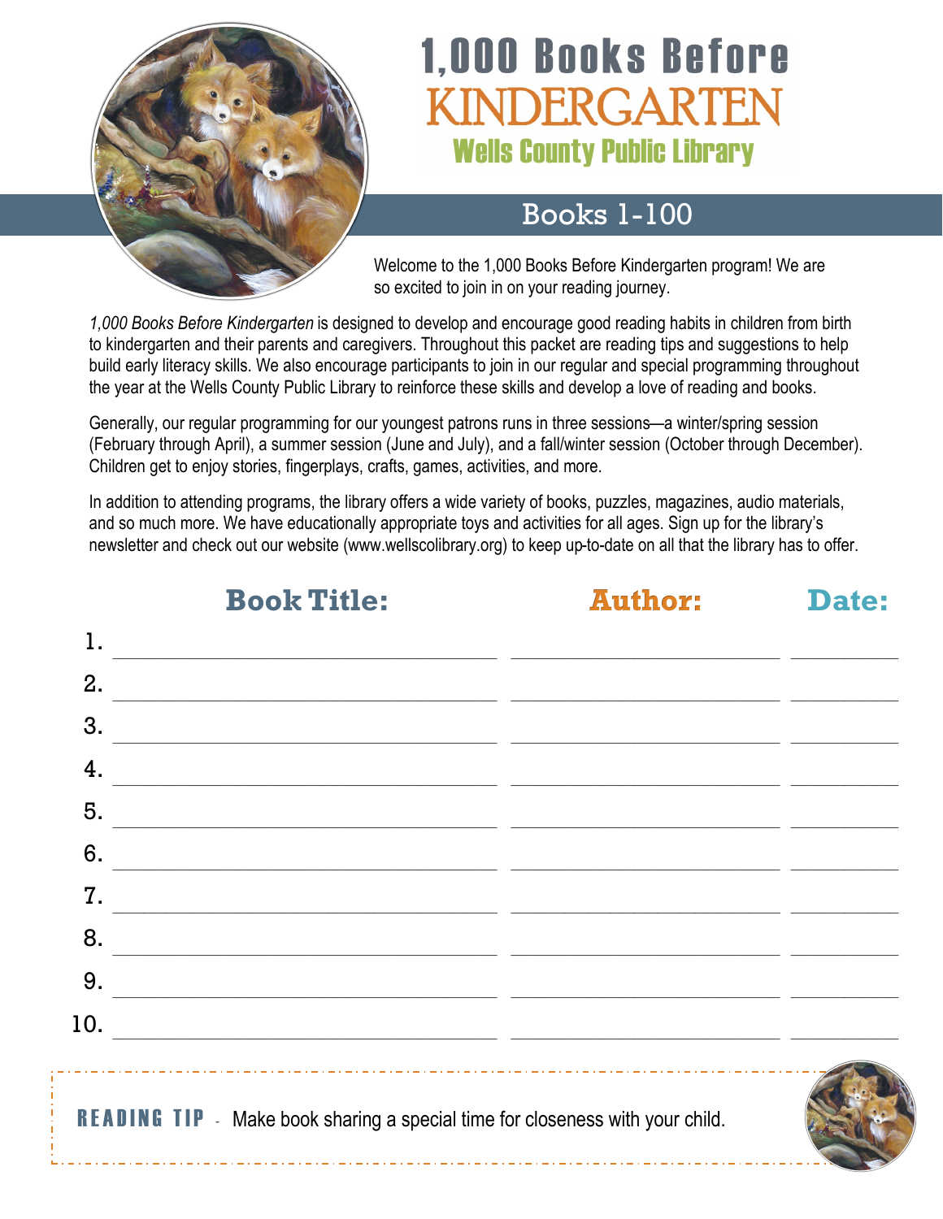# 1,000 Books Before KINDERGARTEN

## Wells County Public Library

## Books 1-100

Welcome to the 1,000 Books Before Kindergarten program! We are so excited to join in on your reading journey.

*1,000 Books Before Kindergarten* is designed to develop and encourage good reading habits in children from birth to kindergarten and their parents and caregivers. Throughout this packet are reading tips and suggestions to help build early literacy skills. We also encourage participants to join in our regular and special programming throughout the year at the Wells County Public Library to reinforce these skills and develop a love of reading and books.

Generally, our regular programming for our youngest patrons runs in three sessions—a winter/spring session (February through April), a summer session (June and July), and a fall/winter session (October through December). Children get to enjoy stories, fingerplays, crafts, games, activities, and more.

In addition to attending programs, the library offers a wide variety of books, puzzles, magazines, audio materials, and so much more. We have educationally appropriate toys and activities for all ages. Sign up for the library's newsletter and check out our website (www.wellscolibrary.org) to keep up-to-date on all that the library has to offer.

| | Book Title: | Author: | Date: |
|---|---|---|---|
| 1. | | | |
| 2. | | | |
| 3. | | | |
| 4. | | | |
| 5. | | | |
| 6. | | | |
| 7. | | | |
| 8. | | | |
| 9. | | | |
| 10. | | | |

**READING TIP** - Make book sharing a special time for closeness with your child.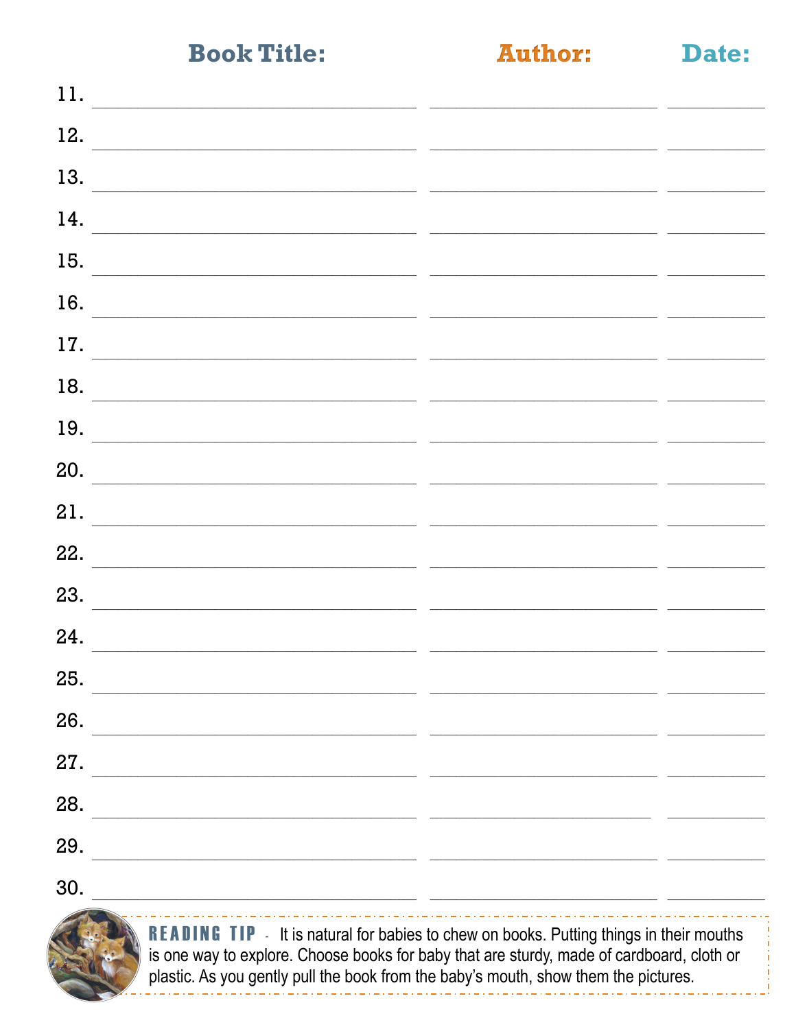| | Book Title: | Author: | Date: |
|---|---|---|---|
| 11. | | | |
| 12. | | | |
| 13. | | | |
| 14. | | | |
| 15. | | | |
| 16. | | | |
| 17. | | | |
| 18. | | | |
| 19. | | | |
| 20. | | | |
| 21. | | | |
| 22. | | | |
| 23. | | | |
| 24. | | | |
| 25. | | | |
| 26. | | | |
| 27. | | | |
| 28. | | | |
| 29. | | | |
| 30. | | | |

**READING TIP** - It is natural for babies to chew on books. Putting things in their mouths is one way to explore. Choose books for baby that are sturdy, made of cardboard, cloth or plastic. As you gently pull the book from the baby's mouth, show them the pictures.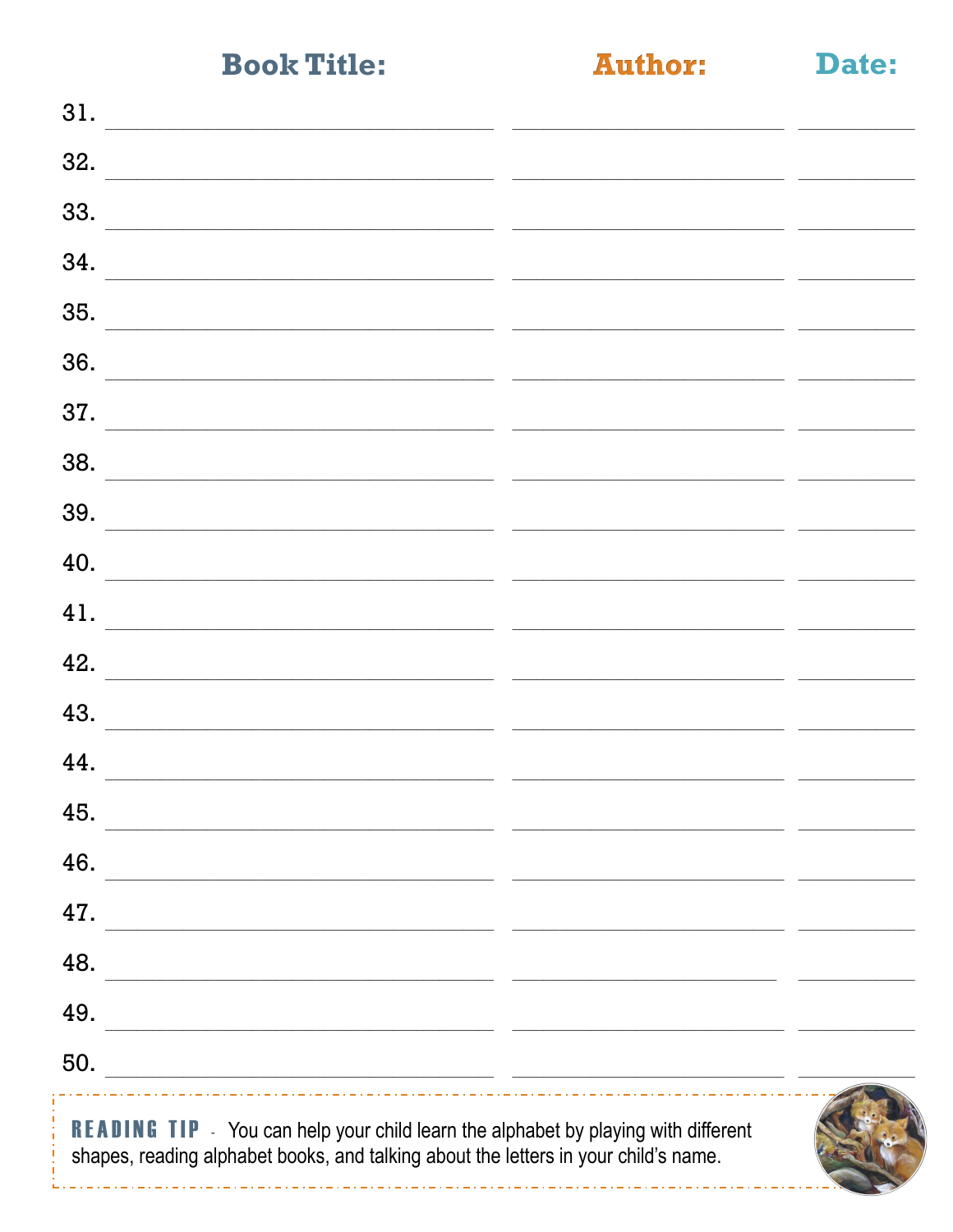| | Book Title: | Author: | Date: |
|---|---|---|---|
| 31. | | | |
| 32. | | | |
| 33. | | | |
| 34. | | | |
| 35. | | | |
| 36. | | | |
| 37. | | | |
| 38. | | | |
| 39. | | | |
| 40. | | | |
| 41. | | | |
| 42. | | | |
| 43. | | | |
| 44. | | | |
| 45. | | | |
| 46. | | | |
| 47. | | | |
| 48. | | | |
| 49. | | | |
| 50. | | | |

**READING TIP** - You can help your child learn the alphabet by playing with different shapes, reading alphabet books, and talking about the letters in your child's name.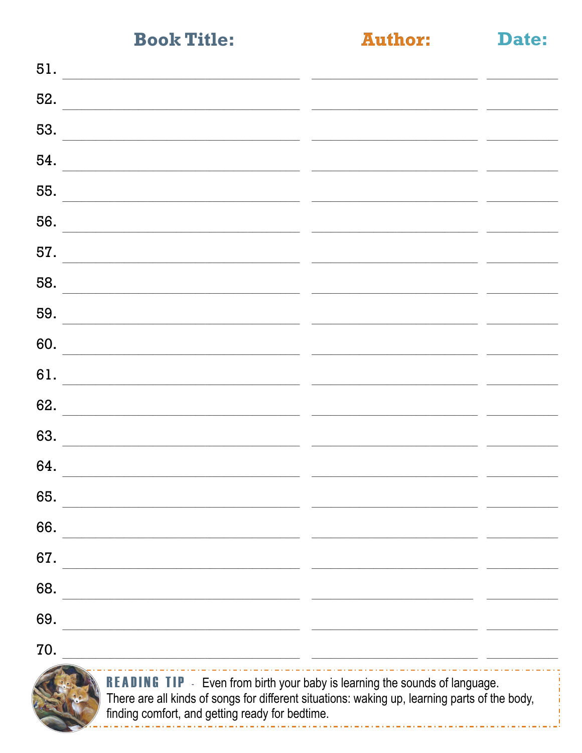| | Book Title: | Author: | Date: |
|---|---|---|---|
| 51. | | | |
| 52. | | | |
| 53. | | | |
| 54. | | | |
| 55. | | | |
| 56. | | | |
| 57. | | | |
| 58. | | | |
| 59. | | | |
| 60. | | | |
| 61. | | | |
| 62. | | | |
| 63. | | | |
| 64. | | | |
| 65. | | | |
| 66. | | | |
| 67. | | | |
| 68. | | | |
| 69. | | | |
| 70. | | | |

**READING TIP** - Even from birth your baby is learning the sounds of language. There are all kinds of songs for different situations: waking up, learning parts of the body, finding comfort, and getting ready for bedtime.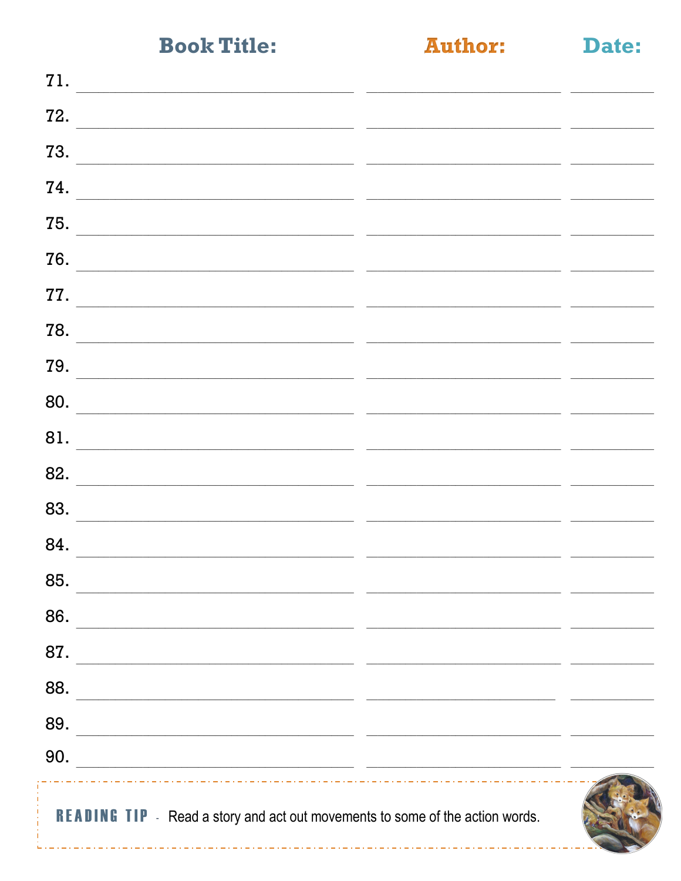| | Book Title: | Author: | Date: |
|---|---|---|---|
| 71. | | | |
| 72. | | | |
| 73. | | | |
| 74. | | | |
| 75. | | | |
| 76. | | | |
| 77. | | | |
| 78. | | | |
| 79. | | | |
| 80. | | | |
| 81. | | | |
| 82. | | | |
| 83. | | | |
| 84. | | | |
| 85. | | | |
| 86. | | | |
| 87. | | | |
| 88. | | | |
| 89. | | | |
| 90. | | | |

**READING TIP** - Read a story and act out movements to some of the action words.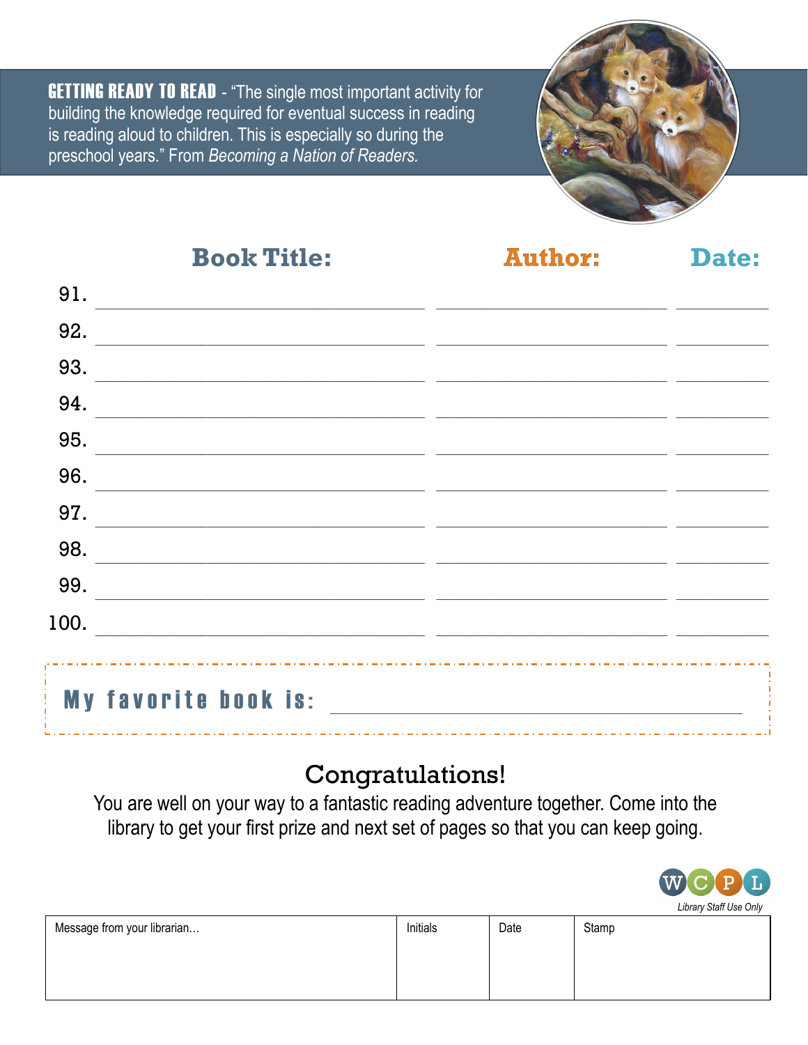**GETTING READY TO READ** - "The single most important activity for building the knowledge required for eventual success in reading is reading aloud to children. This is especially so during the preschool years." From *Becoming a Nation of Readers.*

| | Book Title: | Author: | Date: |
|---|---|---|---|
| 91. | | | |
| 92. | | | |
| 93. | | | |
| 94. | | | |
| 95. | | | |
| 96. | | | |
| 97. | | | |
| 98. | | | |
| 99. | | | |
| 100. | | | |

**My favorite book is:** ______________________________

## Congratulations!

You are well on your way to a fantastic reading adventure together. Come into the library to get your first prize and next set of pages so that you can keep going.

WCPL

*Library Staff Use Only*

| Message from your librarian… | Initials | Date | Stamp |
|---|---|---|---|
| | | | |